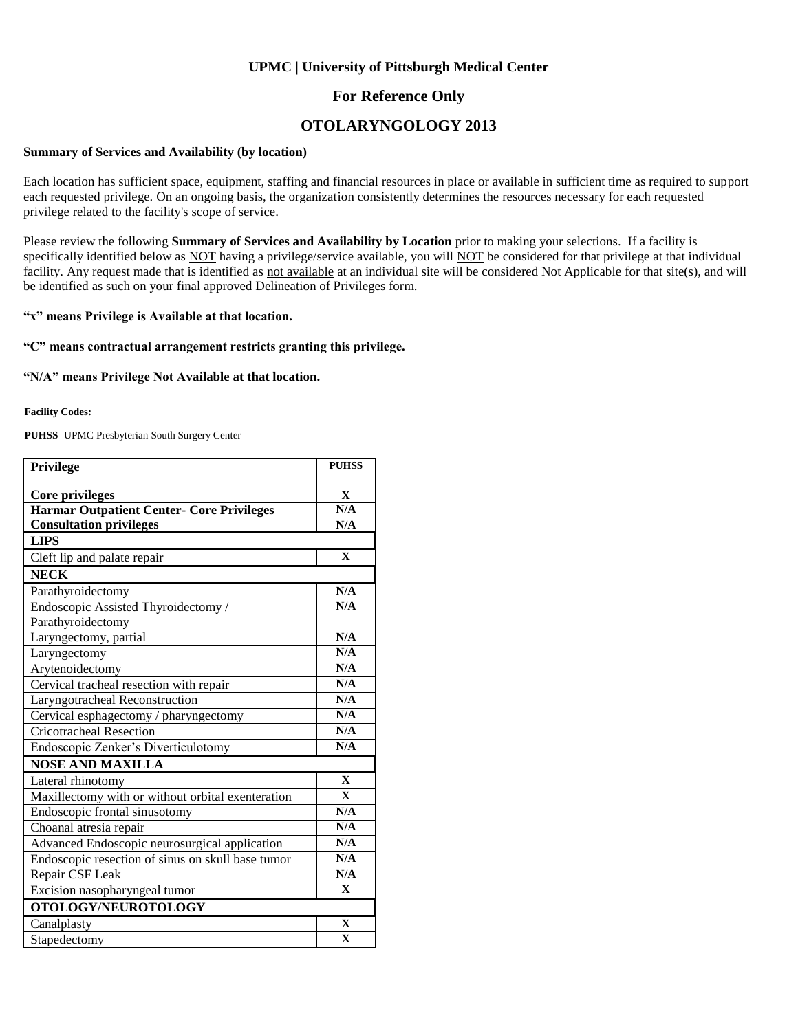## UPMC | University of Pittsburgh Medical Center

## For Reference Only

# OTOLARYNGOLOGY 2013

**Summary of Services and Availability (by location)**

Each location has sufficient space, equipment, staffing and financial resources in place or available in sufficient time as required to support each requested privilege. On an ongoing basis, the organization consistently determines the resources necessary for each requested privilege related to the facility's scope of service.

Please review the following **Summary of Services and Availability by Location** prior to making your selections. If a facility is specifically identified below as NOT having a privilege/service available, you will NOT be considered for that privilege at that individual facility. Any request made that is identified as not available at an individual site will be considered Not Applicable for that site(s), and will be identified as such on your final approved Delineation of Privileges form.

**"x" means Privilege is Available at that location.**

**"C" means contractual arrangement restricts granting this privilege.**

**"N/A" means Privilege Not Available at that location.**

**Facility Codes:**

**PUHSS**=UPMC Presbyterian South Surgery Center

| Privilege | PUHSS |
|---|---|
| **Core privileges** | **X** |
| **Harmar Outpatient Center- Core Privileges** | **N/A** |
| **Consultation privileges** | **N/A** |
| **LIPS** | |
| Cleft lip and palate repair | **X** |
| **NECK** | |
| Parathyroidectomy | **N/A** |
| Endoscopic Assisted Thyroidectomy / Parathyroidectomy | **N/A** |
| Laryngectomy, partial | **N/A** |
| Laryngectomy | **N/A** |
| Arytenoidectomy | **N/A** |
| Cervical tracheal resection with repair | **N/A** |
| Laryngotracheal Reconstruction | **N/A** |
| Cervical esphagectomy / pharyngectomy | **N/A** |
| Cricotracheal Resection | **N/A** |
| Endoscopic Zenker's Diverticulotomy | **N/A** |
| **NOSE AND MAXILLA** | |
| Lateral rhinotomy | **X** |
| Maxillectomy with or without orbital exenteration | **X** |
| Endoscopic frontal sinusotomy | **N/A** |
| Choanal atresia repair | **N/A** |
| Advanced Endoscopic neurosurgical application | **N/A** |
| Endoscopic resection of sinus on skull base tumor | **N/A** |
| Repair CSF Leak | **N/A** |
| Excision nasopharyngeal tumor | **X** |
| **OTOLOGY/NEUROTOLOGY** | |
| Canalplasty | **X** |
| Stapedectomy | **X** |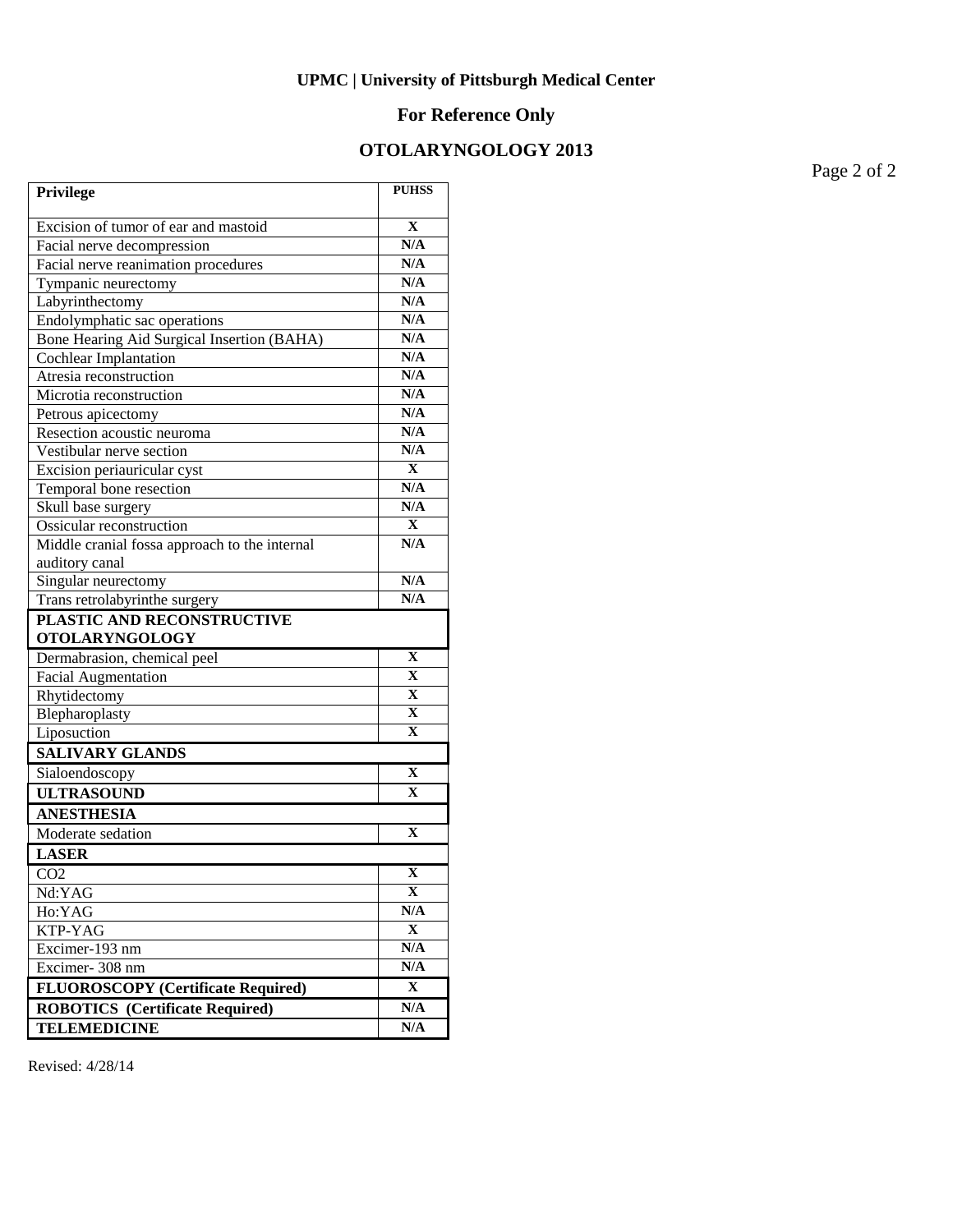**UPMC | University of Pittsburgh Medical Center**

**For Reference Only**

**OTOLARYNGOLOGY 2013**

| Privilege | PUHSS |
|---|---|
| Excision of tumor of ear and mastoid | X |
| Facial nerve decompression | N/A |
| Facial nerve reanimation procedures | N/A |
| Tympanic neurectomy | N/A |
| Labyrinthectomy | N/A |
| Endolymphatic sac operations | N/A |
| Bone Hearing Aid Surgical Insertion (BAHA) | N/A |
| Cochlear Implantation | N/A |
| Atresia reconstruction | N/A |
| Microtia reconstruction | N/A |
| Petrous apicectomy | N/A |
| Resection acoustic neuroma | N/A |
| Vestibular nerve section | N/A |
| Excision periauricular cyst | X |
| Temporal bone resection | N/A |
| Skull base surgery | N/A |
| Ossicular reconstruction | X |
| Middle cranial fossa approach to the internal auditory canal | N/A |
| Singular neurectomy | N/A |
| Trans retrolabyrinthe surgery | N/A |
| **PLASTIC AND RECONSTRUCTIVE OTOLARYNGOLOGY** | |
| Dermabrasion, chemical peel | X |
| Facial Augmentation | X |
| Rhytidectomy | X |
| Blepharoplasty | X |
| Liposuction | X |
| **SALIVARY GLANDS** | |
| Sialoendoscopy | X |
| **ULTRASOUND** | X |
| **ANESTHESIA** | |
| Moderate sedation | X |
| **LASER** | |
| CO2 | X |
| Nd:YAG | X |
| Ho:YAG | N/A |
| KTP-YAG | X |
| Excimer-193 nm | N/A |
| Excimer- 308 nm | N/A |
| **FLUOROSCOPY (Certificate Required)** | X |
| **ROBOTICS (Certificate Required)** | N/A |
| **TELEMEDICINE** | N/A |

Revised: 4/28/14